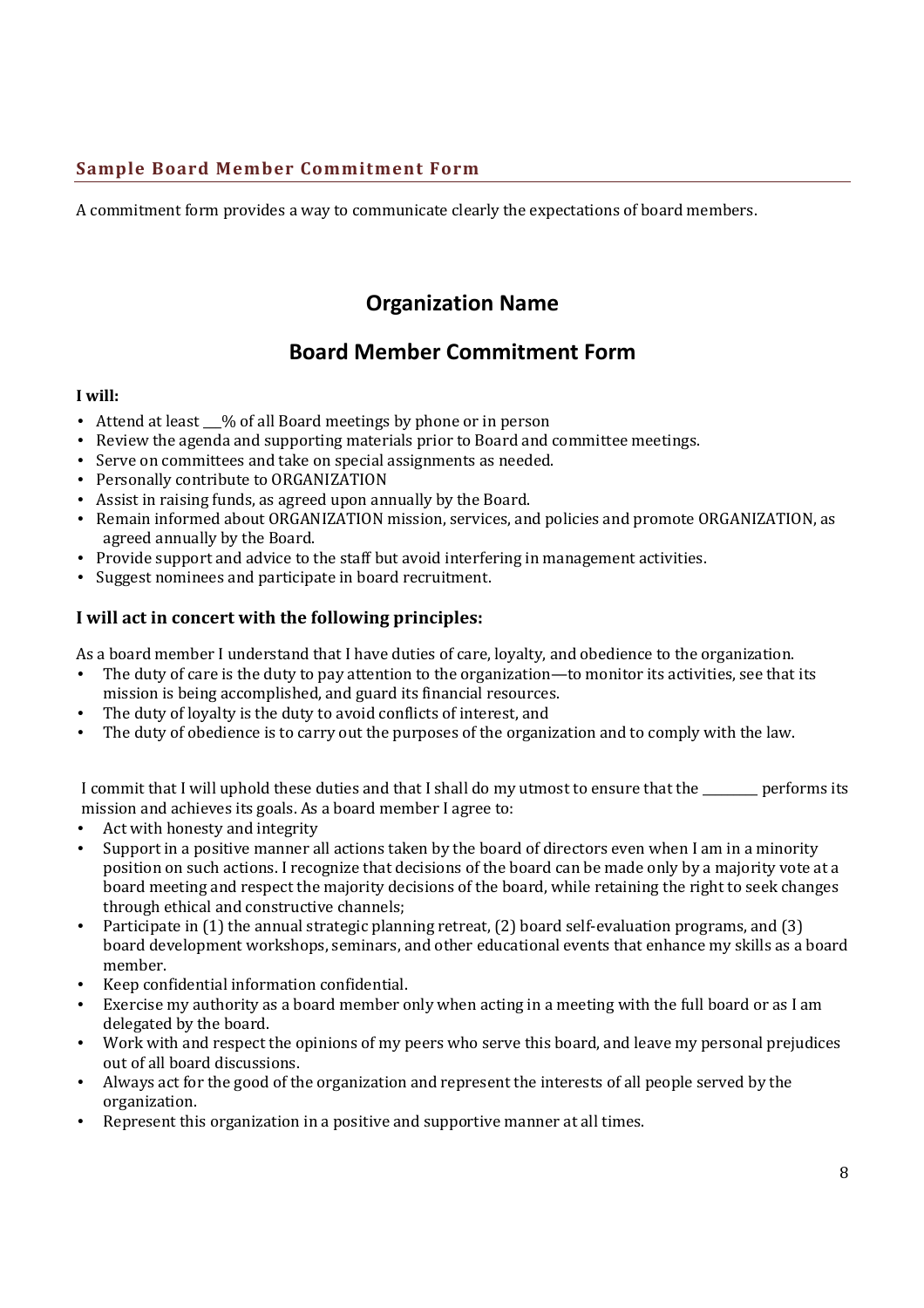## Sample Board Member Commitment Form

A commitment form provides a way to communicate clearly the expectations of board members.

# Organization Name

# Board Member Commitment Form

**I will:**

- Attend at least ___% of all Board meetings by phone or in person
- Review the agenda and supporting materials prior to Board and committee meetings.
- Serve on committees and take on special assignments as needed.
- Personally contribute to ORGANIZATION
- Assist in raising funds, as agreed upon annually by the Board.
- Remain informed about ORGANIZATION mission, services, and policies and promote ORGANIZATION, as agreed annually by the Board.
- Provide support and advice to the staff but avoid interfering in management activities.
- Suggest nominees and participate in board recruitment.

### I will act in concert with the following principles:

As a board member I understand that I have duties of care, loyalty, and obedience to the organization.

- The duty of care is the duty to pay attention to the organization—to monitor its activities, see that its mission is being accomplished, and guard its financial resources.
- The duty of loyalty is the duty to avoid conflicts of interest, and
- The duty of obedience is to carry out the purposes of the organization and to comply with the law.

I commit that I will uphold these duties and that I shall do my utmost to ensure that the ________ performs its mission and achieves its goals. As a board member I agree to:

- Act with honesty and integrity
- Support in a positive manner all actions taken by the board of directors even when I am in a minority position on such actions. I recognize that decisions of the board can be made only by a majority vote at a board meeting and respect the majority decisions of the board, while retaining the right to seek changes through ethical and constructive channels;
- Participate in (1) the annual strategic planning retreat, (2) board self-evaluation programs, and (3) board development workshops, seminars, and other educational events that enhance my skills as a board member.
- Keep confidential information confidential.
- Exercise my authority as a board member only when acting in a meeting with the full board or as I am delegated by the board.
- Work with and respect the opinions of my peers who serve this board, and leave my personal prejudices out of all board discussions.
- Always act for the good of the organization and represent the interests of all people served by the organization.
- Represent this organization in a positive and supportive manner at all times.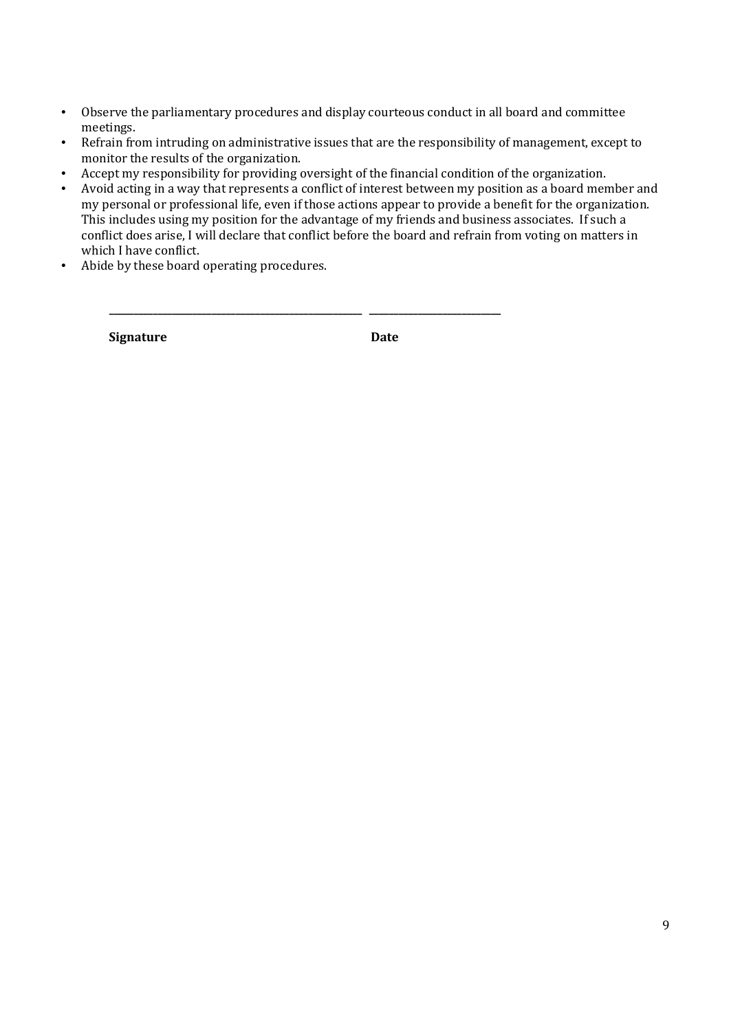- Observe the parliamentary procedures and display courteous conduct in all board and committee meetings.
- Refrain from intruding on administrative issues that are the responsibility of management, except to monitor the results of the organization.
- Accept my responsibility for providing oversight of the financial condition of the organization.
- Avoid acting in a way that represents a conflict of interest between my position as a board member and my personal or professional life, even if those actions appear to provide a benefit for the organization. This includes using my position for the advantage of my friends and business associates. If such a conflict does arise, I will declare that conflict before the board and refrain from voting on matters in which I have conflict.
- Abide by these board operating procedures.

\_\_\_\_\_\_\_\_\_\_\_\_\_\_\_\_\_\_\_\_\_\_\_\_\_\_\_\_\_\_\_\_\_\_\_\_\_\_\_\_ \_\_\_\_\_\_\_\_\_\_\_\_\_\_\_\_\_\_\_\_\_\_

**Signature** **Date**